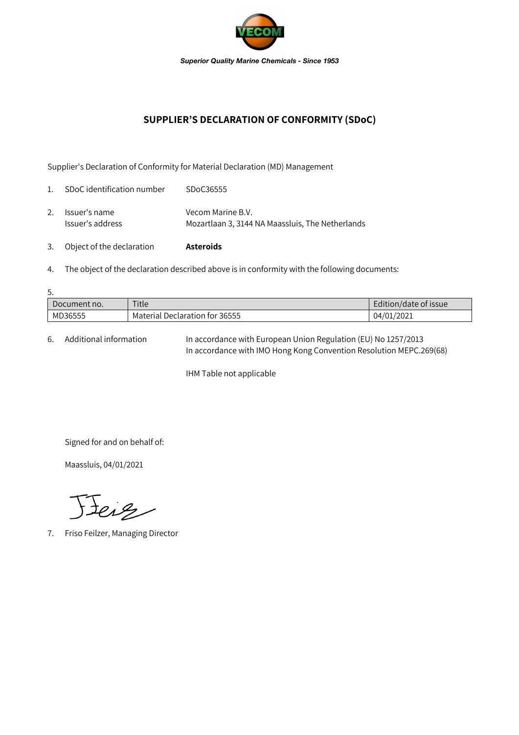*Superior Quality Marine Chemicals - Since 1953*

## SUPPLIER'S DECLARATION OF CONFORMITY (SDoC)

Supplier's Declaration of Conformity for Material Declaration (MD) Management

1. SDoC identification number: SDoC36555
2. Issuer's name: Vecom Marine B.V.
   Issuer's address: Mozartlaan 3, 3144 NA Maassluis, The Netherlands
3. Object of the declaration: **Asteroids**
4. The object of the declaration described above is in conformity with the following documents:
5.

| Document no. | Title | Edition/date of issue |
|---|---|---|
| MD36555 | Material Declaration for 36555 | 04/01/2021 |

6. Additional information: In accordance with European Union Regulation (EU) No 1257/2013
   In accordance with IMO Hong Kong Convention Resolution MEPC.269(68)

   IHM Table not applicable

Signed for and on behalf of:

Maassluis, 04/01/2021

7. Friso Feilzer, Managing Director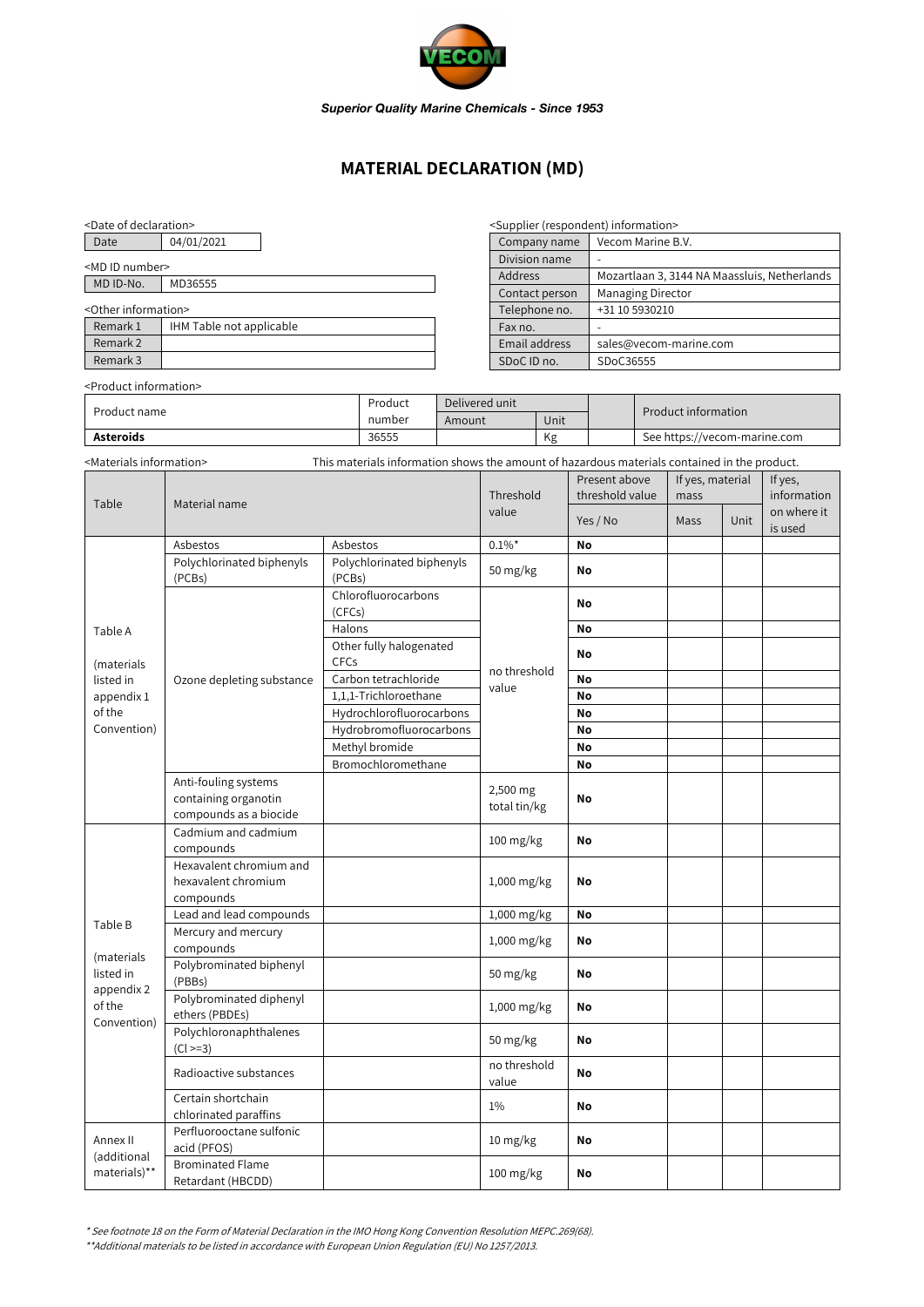VECOM

*Superior Quality Marine Chemicals - Since 1953*

# MATERIAL DECLARATION (MD)

<Date of declaration>

| | |
|---|---|
| Date | 04/01/2021 |

<MD ID number>

| | |
|---|---|
| MD ID-No. | MD36555 |

<Other information>

| | |
|---|---|
| Remark 1 | IHM Table not applicable |
| Remark 2 | |
| Remark 3 | |

<Supplier (respondent) information>

| | |
|---|---|
| Company name | Vecom Marine B.V. |
| Division name | - |
| Address | Mozartlaan 3, 3144 NA Maassluis, Netherlands |
| Contact person | Managing Director |
| Telephone no. | +31 10 5930210 |
| Fax no. | - |
| Email address | sales@vecom-marine.com |
| SDoC ID no. | SDoC36555 |

<Product information>

| Product name | Product number | Delivered unit | | | Product information |
|---|---|---|---|---|---|
| | | Amount | Unit | | |
| **Asteroids** | 36555 | | Kg | | See https://vecom-marine.com |

<Materials information> This materials information shows the amount of hazardous materials contained in the product.

| Table | Material name | | Threshold value | Present above threshold value | If yes, material mass | | If yes, information on where it is used |
|---|---|---|---|---|---|---|---|
| | | | | Yes / No | Mass | Unit | |
| Table A (materials listed in appendix 1 of the Convention) | Asbestos | Asbestos | 0.1%* | **No** | | | |
| | Polychlorinated biphenyls (PCBs) | Polychlorinated biphenyls (PCBs) | 50 mg/kg | **No** | | | |
| | Ozone depleting substance | Chlorofluorocarbons (CFCs) | no threshold value | **No** | | | |
| | | Halons | | **No** | | | |
| | | Other fully halogenated CFCs | | **No** | | | |
| | | Carbon tetrachloride | | **No** | | | |
| | | 1,1,1-Trichloroethane | | **No** | | | |
| | | Hydrochlorofluorocarbons | | **No** | | | |
| | | Hydrobromofluorocarbons | | **No** | | | |
| | | Methyl bromide | | **No** | | | |
| | | Bromochloromethane | | **No** | | | |
| | Anti-fouling systems containing organotin compounds as a biocide | | 2,500 mg total tin/kg | **No** | | | |
| Table B (materials listed in appendix 2 of the Convention) | Cadmium and cadmium compounds | | 100 mg/kg | **No** | | | |
| | Hexavalent chromium and hexavalent chromium compounds | | 1,000 mg/kg | **No** | | | |
| | Lead and lead compounds | | 1,000 mg/kg | **No** | | | |
| | Mercury and mercury compounds | | 1,000 mg/kg | **No** | | | |
| | Polybrominated biphenyl (PBBs) | | 50 mg/kg | **No** | | | |
| | Polybrominated diphenyl ethers (PBDEs) | | 1,000 mg/kg | **No** | | | |
| | Polychloronaphthalenes (Cl >=3) | | 50 mg/kg | **No** | | | |
| | Radioactive substances | | no threshold value | **No** | | | |
| | Certain shortchain chlorinated paraffins | | 1% | **No** | | | |
| Annex II (additional materials)** | Perfluorooctane sulfonic acid (PFOS) | | 10 mg/kg | **No** | | | |
| | Brominated Flame Retardant (HBCDD) | | 100 mg/kg | **No** | | | |

*\* See footnote 18 on the Form of Material Declaration in the IMO Hong Kong Convention Resolution MEPC.269(68).*

*\*\*Additional materials to be listed in accordance with European Union Regulation (EU) No 1257/2013.*